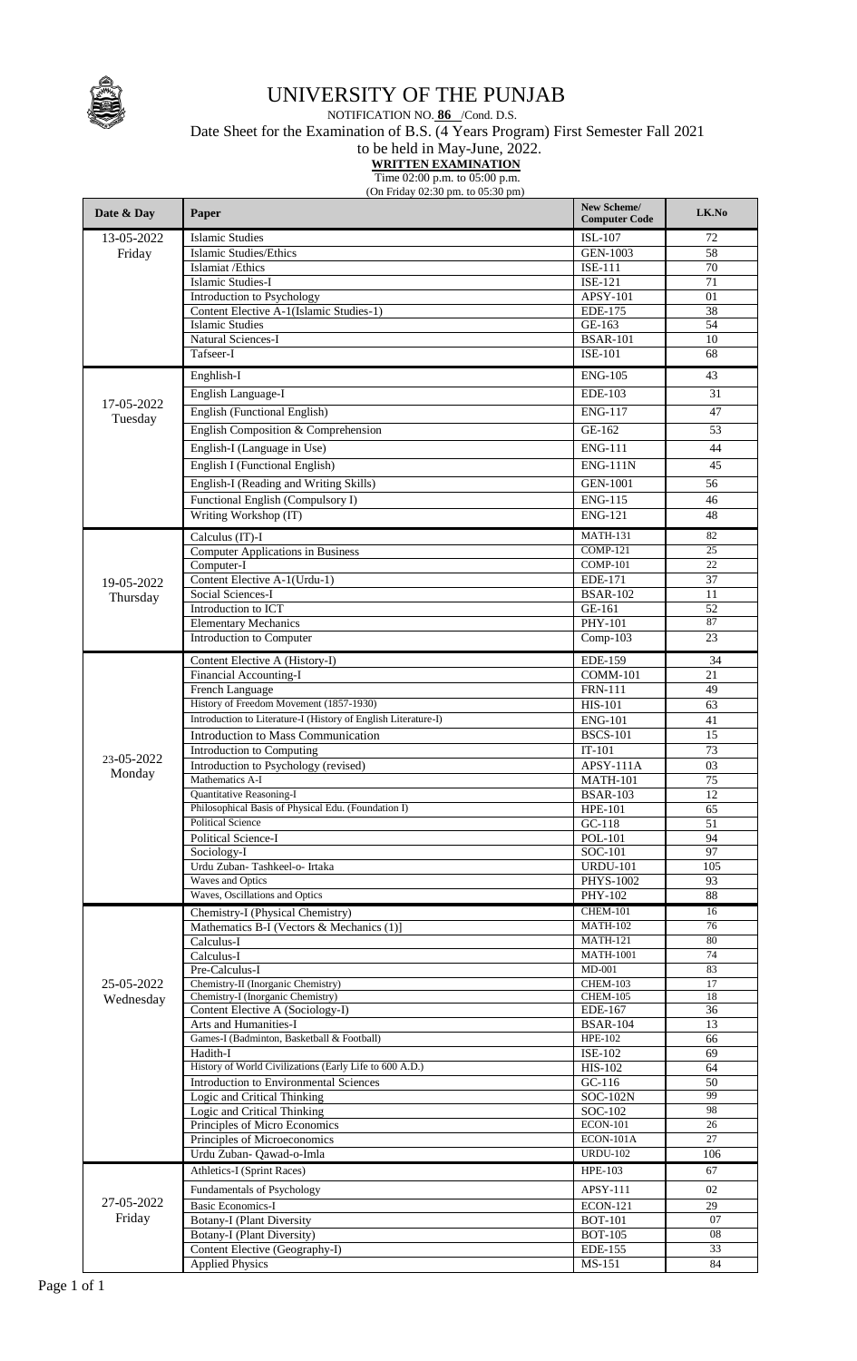# UNIVERSITY OF THE PUNJAB

NOTIFICATION NO. **86** /Cond. D.S.

Date Sheet for the Examination of B.S. (4 Years Program) First Semester Fall 2021

to be held in May-June, 2022.

**WRITTEN EXAMINATION**

Time 02:00 p.m. to 05:00 p.m.

(On Friday 02:30 pm. to 05:30 pm)

| Date & Day | Paper | New Scheme/ Computer Code | LK.No |
|---|---|---|---|
| 13-05-2022 Friday | Islamic Studies | ISL-107 | 72 |
| | Islamic Studies/Ethics | GEN-1003 | 58 |
| | Islamiat /Ethics | ISE-111 | 70 |
| | Islamic Studies-I | ISE-121 | 71 |
| | Introduction to Psychology | APSY-101 | 01 |
| | Content Elective A-1(Islamic Studies-1) | EDE-175 | 38 |
| | Islamic Studies | GE-163 | 54 |
| | Natural Sciences-I | BSAR-101 | 10 |
| | Tafseer-I | ISE-101 | 68 |
| 17-05-2022 Tuesday | Enghlish-I | ENG-105 | 43 |
| | English Language-I | EDE-103 | 31 |
| | English (Functional English) | ENG-117 | 47 |
| | English Composition & Comprehension | GE-162 | 53 |
| | English-I (Language in Use) | ENG-111 | 44 |
| | English I (Functional English) | ENG-111N | 45 |
| | English-I (Reading and Writing Skills) | GEN-1001 | 56 |
| | Functional English (Compulsory I) | ENG-115 | 46 |
| | Writing Workshop (IT) | ENG-121 | 48 |
| 19-05-2022 Thursday | Calculus (IT)-I | MATH-131 | 82 |
| | Computer Applications in Business | COMP-121 | 25 |
| | Computer-I | COMP-101 | 22 |
| | Content Elective A-1(Urdu-1) | EDE-171 | 37 |
| | Social Sciences-I | BSAR-102 | 11 |
| | Introduction to ICT | GE-161 | 52 |
| | Elementary Mechanics | PHY-101 | 87 |
| | Introduction to Computer | Comp-103 | 23 |
| 23-05-2022 Monday | Content Elective A (History-I) | EDE-159 | 34 |
| | Financial Accounting-I | COMM-101 | 21 |
| | French Language | FRN-111 | 49 |
| | History of Freedom Movement (1857-1930) | HIS-101 | 63 |
| | Introduction to Literature-I (History of English Literature-I) | ENG-101 | 41 |
| | Introduction to Mass Communication | BSCS-101 | 15 |
| | Introduction to Computing | IT-101 | 73 |
| | Introduction to Psychology (revised) | APSY-111A | 03 |
| | Mathematics A-I | MATH-101 | 75 |
| | Quantitative Reasoning-I | BSAR-103 | 12 |
| | Philosophical Basis of Physical Edu. (Foundation I) | HPE-101 | 65 |
| | Political Science | GC-118 | 51 |
| | Political Science-I | POL-101 | 94 |
| | Sociology-I | SOC-101 | 97 |
| | Urdu Zuban- Tashkeel-o- Irtaka | URDU-101 | 105 |
| | Waves and Optics | PHYS-1002 | 93 |
| | Waves, Oscillations and Optics | PHY-102 | 88 |
| 25-05-2022 Wednesday | Chemistry-I (Physical Chemistry) | CHEM-101 | 16 |
| | Mathematics B-I (Vectors & Mechanics (1)] | MATH-102 | 76 |
| | Calculus-I | MATH-121 | 80 |
| | Calculus-I | MATH-1001 | 74 |
| | Pre-Calculus-I | MD-001 | 83 |
| | Chemistry-II (Inorganic Chemistry) | CHEM-103 | 17 |
| | Chemistry-I (Inorganic Chemistry) | CHEM-105 | 18 |
| | Content Elective A (Sociology-I) | EDE-167 | 36 |
| | Arts and Humanities-I | BSAR-104 | 13 |
| | Games-I (Badminton, Basketball & Football) | HPE-102 | 66 |
| | Hadith-I | ISE-102 | 69 |
| | History of World Civilizations (Early Life to 600 A.D.) | HIS-102 | 64 |
| | Introduction to Environmental Sciences | GC-116 | 50 |
| | Logic and Critical Thinking | SOC-102N | 99 |
| | Logic and Critical Thinking | SOC-102 | 98 |
| | Principles of Micro Economics | ECON-101 | 26 |
| | Principles of Microeconomics | ECON-101A | 27 |
| | Urdu Zuban- Qawad-o-Imla | URDU-102 | 106 |
| 27-05-2022 Friday | Athletics-I (Sprint Races) | HPE-103 | 67 |
| | Fundamentals of Psychology | APSY-111 | 02 |
| | Basic Economics-I | ECON-121 | 29 |
| | Botany-I (Plant Diversity | BOT-101 | 07 |
| | Botany-I (Plant Diversity) | BOT-105 | 08 |
| | Content Elective (Geography-I) | EDE-155 | 33 |
| | Applied Physics | MS-151 | 84 |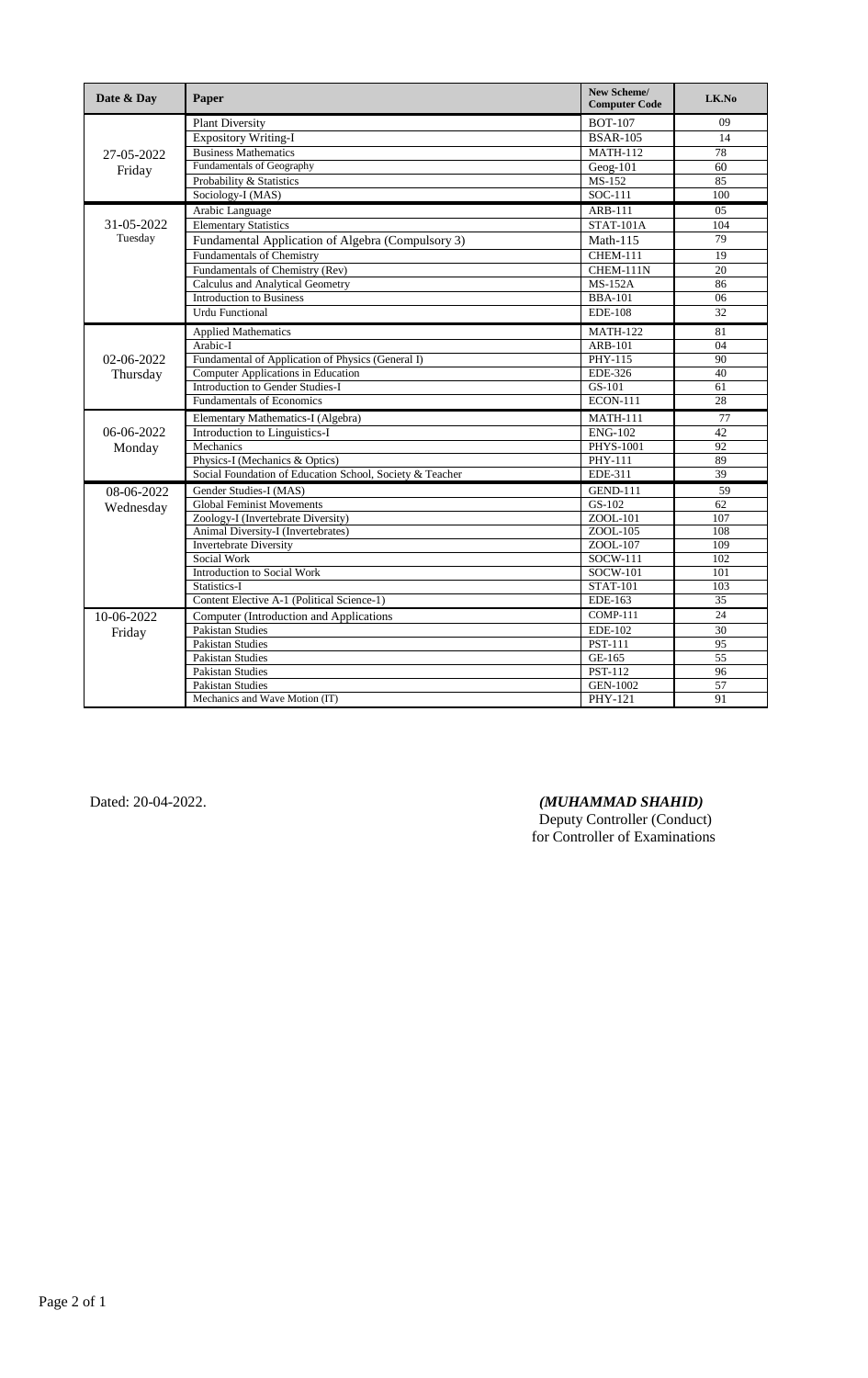| Date & Day | Paper | New Scheme/ Computer Code | LK.No |
|---|---|---|---|
| 27-05-2022 Friday | Plant Diversity | BOT-107 | 09 |
| | Expository Writing-I | BSAR-105 | 14 |
| | Business Mathematics | MATH-112 | 78 |
| | Fundamentals of Geography | Geog-101 | 60 |
| | Probability & Statistics | MS-152 | 85 |
| | Sociology-I (MAS) | SOC-111 | 100 |
| 31-05-2022 Tuesday | Arabic Language | ARB-111 | 05 |
| | Elementary Statistics | STAT-101A | 104 |
| | Fundamental Application of Algebra (Compulsory 3) | Math-115 | 79 |
| | Fundamentals of Chemistry | CHEM-111 | 19 |
| | Fundamentals of Chemistry (Rev) | CHEM-111N | 20 |
| | Calculus and Analytical Geometry | MS-152A | 86 |
| | Introduction to Business | BBA-101 | 06 |
| | Urdu Functional | EDE-108 | 32 |
| 02-06-2022 Thursday | Applied Mathematics | MATH-122 | 81 |
| | Arabic-I | ARB-101 | 04 |
| | Fundamental of Application of Physics (General I) | PHY-115 | 90 |
| | Computer Applications in Education | EDE-326 | 40 |
| | Introduction to Gender Studies-I | GS-101 | 61 |
| | Fundamentals of Economics | ECON-111 | 28 |
| 06-06-2022 Monday | Elementary Mathematics-I (Algebra) | MATH-111 | 77 |
| | Introduction to Linguistics-I | ENG-102 | 42 |
| | Mechanics | PHYS-1001 | 92 |
| | Physics-I (Mechanics & Optics) | PHY-111 | 89 |
| | Social Foundation of Education School, Society & Teacher | EDE-311 | 39 |
| 08-06-2022 Wednesday | Gender Studies-I (MAS) | GEND-111 | 59 |
| | Global Feminist Movements | GS-102 | 62 |
| | Zoology-I (Invertebrate Diversity) | ZOOL-101 | 107 |
| | Animal Diversity-I (Invertebrates) | ZOOL-105 | 108 |
| | Invertebrate Diversity | ZOOL-107 | 109 |
| | Social Work | SOCW-111 | 102 |
| | Introduction to Social Work | SOCW-101 | 101 |
| | Statistics-I | STAT-101 | 103 |
| | Content Elective A-1 (Political Science-1) | EDE-163 | 35 |
| 10-06-2022 Friday | Computer (Introduction and Applications | COMP-111 | 24 |
| | Pakistan Studies | EDE-102 | 30 |
| | Pakistan Studies | PST-111 | 95 |
| | Pakistan Studies | GE-165 | 55 |
| | Pakistan Studies | PST-112 | 96 |
| | Pakistan Studies | GEN-1002 | 57 |
| | Mechanics and Wave Motion (IT) | PHY-121 | 91 |

Dated: 20-04-2022.

***(MUHAMMAD SHAHID)***
Deputy Controller (Conduct)
for Controller of Examinations